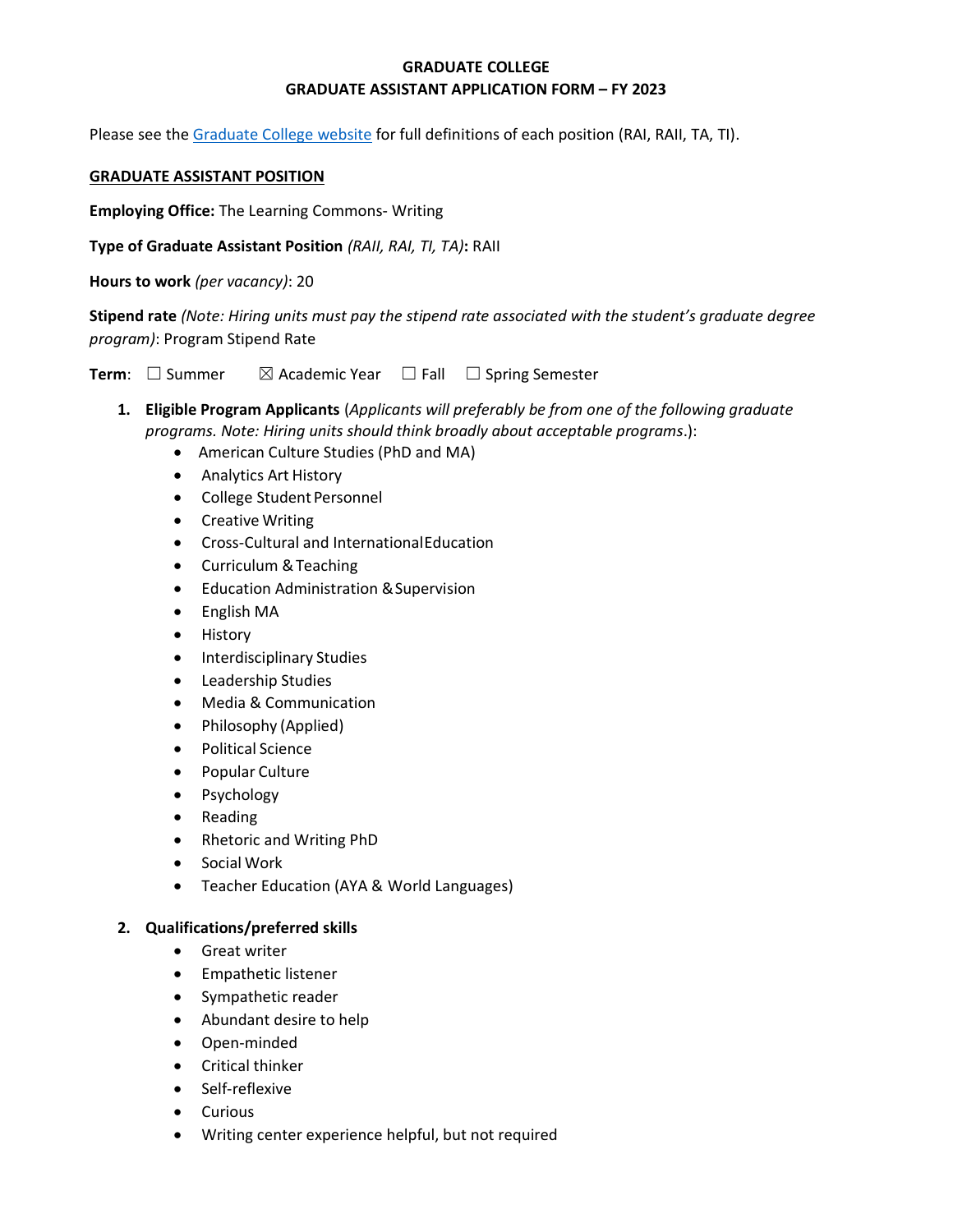**GRADUATE COLLEGE**
**GRADUATE ASSISTANT APPLICATION FORM – FY 2023**

Please see the Graduate College website for full definitions of each position (RAI, RAII, TA, TI).

**GRADUATE ASSISTANT POSITION**

**Employing Office:** The Learning Commons- Writing

**Type of Graduate Assistant Position** *(RAII, RAI, TI, TA)***:** RAII

**Hours to work** *(per vacancy)*: 20

**Stipend rate** *(Note: Hiring units must pay the stipend rate associated with the student's graduate degree program)*: Program Stipend Rate

**Term**: ☐ Summer ☒ Academic Year ☐ Fall ☐ Spring Semester

1. **Eligible Program Applicants** (*Applicants will preferably be from one of the following graduate programs. Note: Hiring units should think broadly about acceptable programs*.):
   - American Culture Studies (PhD and MA)
   - Analytics Art History
   - College Student Personnel
   - Creative Writing
   - Cross-Cultural and International Education
   - Curriculum & Teaching
   - Education Administration & Supervision
   - English MA
   - History
   - Interdisciplinary Studies
   - Leadership Studies
   - Media & Communication
   - Philosophy (Applied)
   - Political Science
   - Popular Culture
   - Psychology
   - Reading
   - Rhetoric and Writing PhD
   - Social Work
   - Teacher Education (AYA & World Languages)

2. **Qualifications/preferred skills**
   - Great writer
   - Empathetic listener
   - Sympathetic reader
   - Abundant desire to help
   - Open-minded
   - Critical thinker
   - Self-reflexive
   - Curious
   - Writing center experience helpful, but not required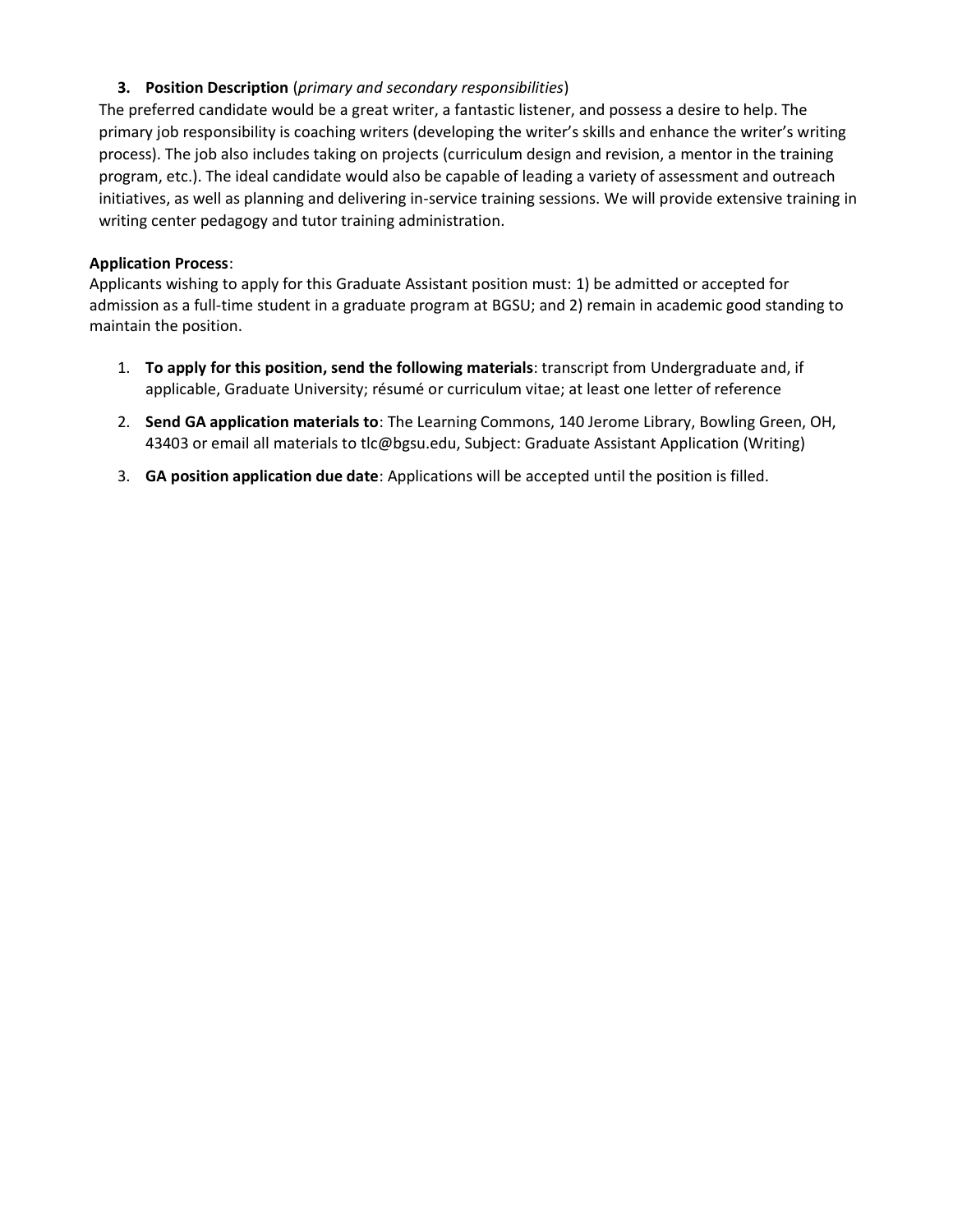3. **Position Description** (*primary and secondary responsibilities*)

The preferred candidate would be a great writer, a fantastic listener, and possess a desire to help. The primary job responsibility is coaching writers (developing the writer's skills and enhance the writer's writing process). The job also includes taking on projects (curriculum design and revision, a mentor in the training program, etc.). The ideal candidate would also be capable of leading a variety of assessment and outreach initiatives, as well as planning and delivering in-service training sessions. We will provide extensive training in writing center pedagogy and tutor training administration.

**Application Process**:

Applicants wishing to apply for this Graduate Assistant position must: 1) be admitted or accepted for admission as a full-time student in a graduate program at BGSU; and 2) remain in academic good standing to maintain the position.

1. **To apply for this position, send the following materials**: transcript from Undergraduate and, if applicable, Graduate University; résumé or curriculum vitae; at least one letter of reference
2. **Send GA application materials to**: The Learning Commons, 140 Jerome Library, Bowling Green, OH, 43403 or email all materials to tlc@bgsu.edu, Subject: Graduate Assistant Application (Writing)
3. **GA position application due date**: Applications will be accepted until the position is filled.